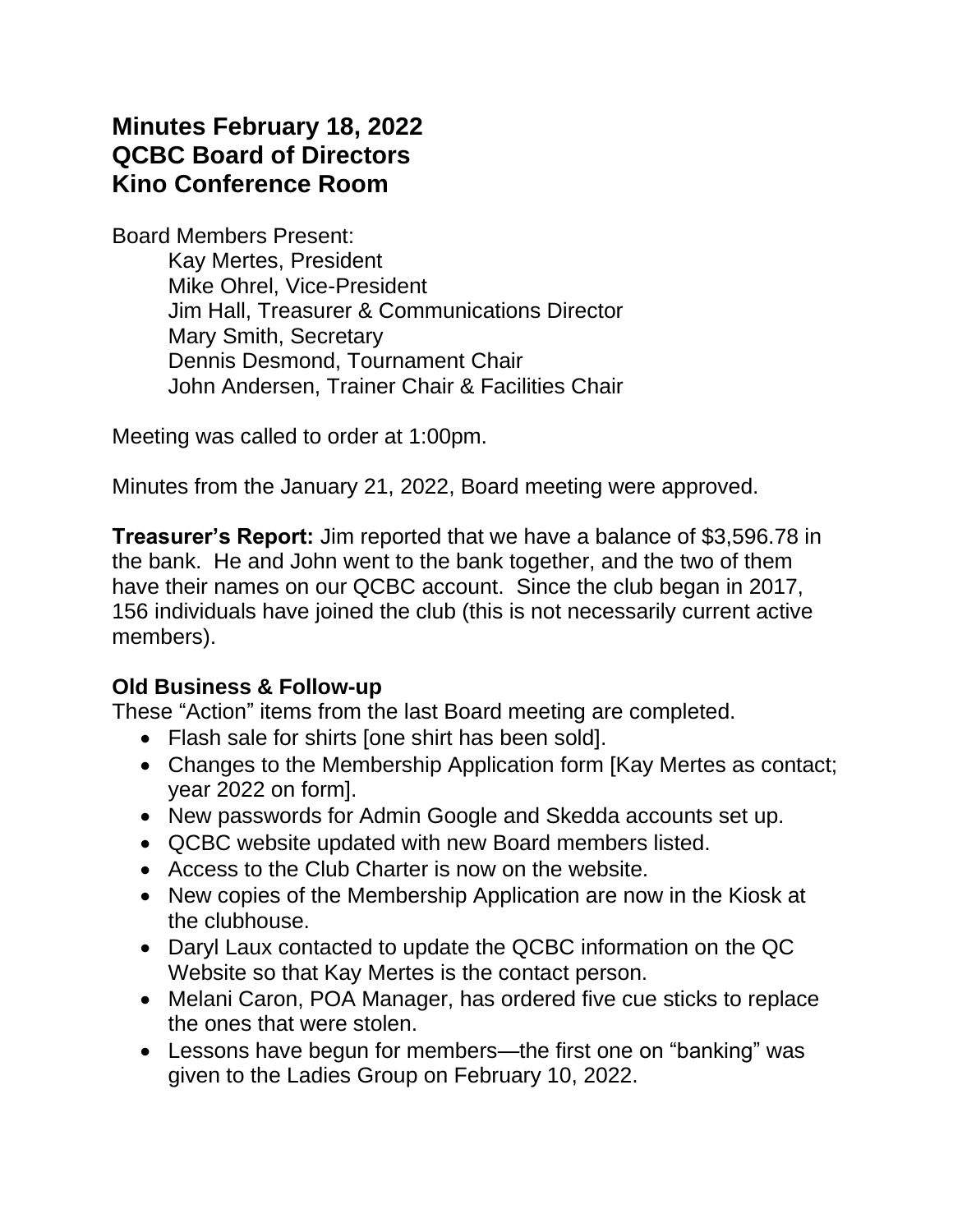# Minutes February 18, 2022
# QCBC Board of Directors
# Kino Conference Room

Board Members Present:

- Kay Mertes, President
- Mike Ohrel, Vice-President
- Jim Hall, Treasurer & Communications Director
- Mary Smith, Secretary
- Dennis Desmond, Tournament Chair
- John Andersen, Trainer Chair & Facilities Chair

Meeting was called to order at 1:00pm.

Minutes from the January 21, 2022, Board meeting were approved.

**Treasurer's Report:** Jim reported that we have a balance of $3,596.78 in the bank. He and John went to the bank together, and the two of them have their names on our QCBC account. Since the club began in 2017, 156 individuals have joined the club (this is not necessarily current active members).

**Old Business & Follow-up**

These "Action" items from the last Board meeting are completed.

- Flash sale for shirts [one shirt has been sold].
- Changes to the Membership Application form [Kay Mertes as contact; year 2022 on form].
- New passwords for Admin Google and Skedda accounts set up.
- QCBC website updated with new Board members listed.
- Access to the Club Charter is now on the website.
- New copies of the Membership Application are now in the Kiosk at the clubhouse.
- Daryl Laux contacted to update the QCBC information on the QC Website so that Kay Mertes is the contact person.
- Melani Caron, POA Manager, has ordered five cue sticks to replace the ones that were stolen.
- Lessons have begun for members—the first one on "banking" was given to the Ladies Group on February 10, 2022.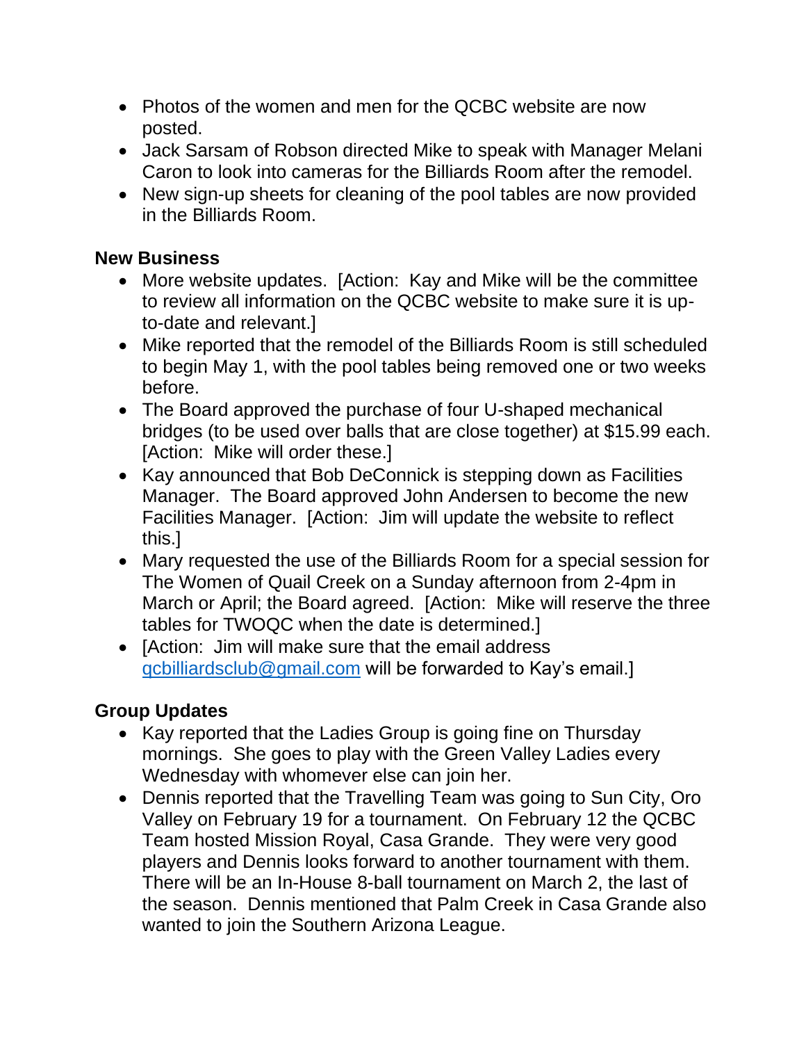- Photos of the women and men for the QCBC website are now posted.
- Jack Sarsam of Robson directed Mike to speak with Manager Melani Caron to look into cameras for the Billiards Room after the remodel.
- New sign-up sheets for cleaning of the pool tables are now provided in the Billiards Room.

**New Business**

- More website updates. [Action: Kay and Mike will be the committee to review all information on the QCBC website to make sure it is up-to-date and relevant.]
- Mike reported that the remodel of the Billiards Room is still scheduled to begin May 1, with the pool tables being removed one or two weeks before.
- The Board approved the purchase of four U-shaped mechanical bridges (to be used over balls that are close together) at $15.99 each. [Action: Mike will order these.]
- Kay announced that Bob DeConnick is stepping down as Facilities Manager. The Board approved John Andersen to become the new Facilities Manager. [Action: Jim will update the website to reflect this.]
- Mary requested the use of the Billiards Room for a special session for The Women of Quail Creek on a Sunday afternoon from 2-4pm in March or April; the Board agreed. [Action: Mike will reserve the three tables for TWOQC when the date is determined.]
- [Action: Jim will make sure that the email address qcbilliardsclub@gmail.com will be forwarded to Kay's email.]

**Group Updates**

- Kay reported that the Ladies Group is going fine on Thursday mornings. She goes to play with the Green Valley Ladies every Wednesday with whomever else can join her.
- Dennis reported that the Travelling Team was going to Sun City, Oro Valley on February 19 for a tournament. On February 12 the QCBC Team hosted Mission Royal, Casa Grande. They were very good players and Dennis looks forward to another tournament with them. There will be an In-House 8-ball tournament on March 2, the last of the season. Dennis mentioned that Palm Creek in Casa Grande also wanted to join the Southern Arizona League.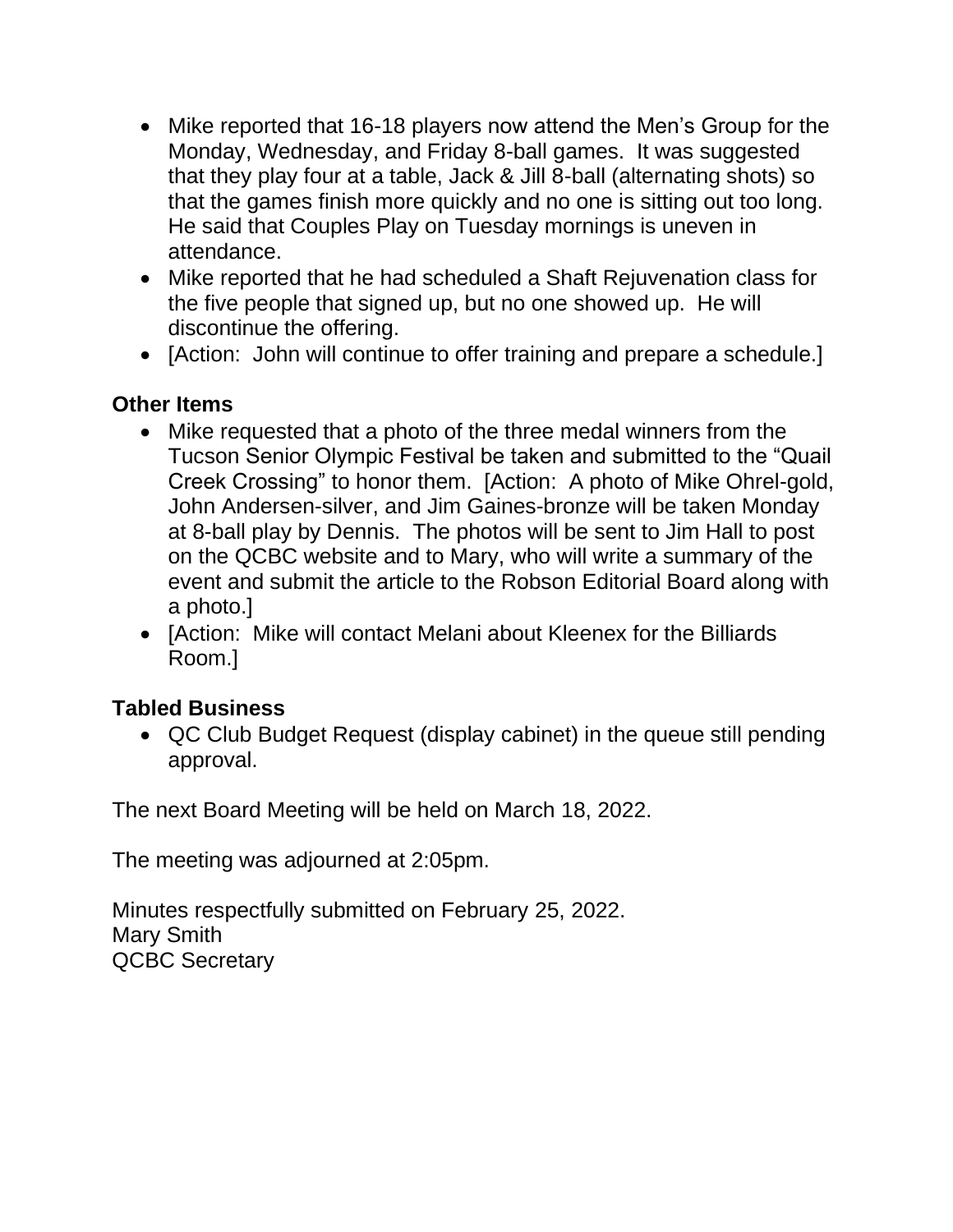- Mike reported that 16-18 players now attend the Men's Group for the Monday, Wednesday, and Friday 8-ball games. It was suggested that they play four at a table, Jack & Jill 8-ball (alternating shots) so that the games finish more quickly and no one is sitting out too long. He said that Couples Play on Tuesday mornings is uneven in attendance.
- Mike reported that he had scheduled a Shaft Rejuvenation class for the five people that signed up, but no one showed up. He will discontinue the offering.
- [Action: John will continue to offer training and prepare a schedule.]

### Other Items

- Mike requested that a photo of the three medal winners from the Tucson Senior Olympic Festival be taken and submitted to the "Quail Creek Crossing" to honor them. [Action: A photo of Mike Ohrel-gold, John Andersen-silver, and Jim Gaines-bronze will be taken Monday at 8-ball play by Dennis. The photos will be sent to Jim Hall to post on the QCBC website and to Mary, who will write a summary of the event and submit the article to the Robson Editorial Board along with a photo.]
- [Action: Mike will contact Melani about Kleenex for the Billiards Room.]

### Tabled Business

- QC Club Budget Request (display cabinet) in the queue still pending approval.

The next Board Meeting will be held on March 18, 2022.

The meeting was adjourned at 2:05pm.

Minutes respectfully submitted on February 25, 2022.
Mary Smith
QCBC Secretary